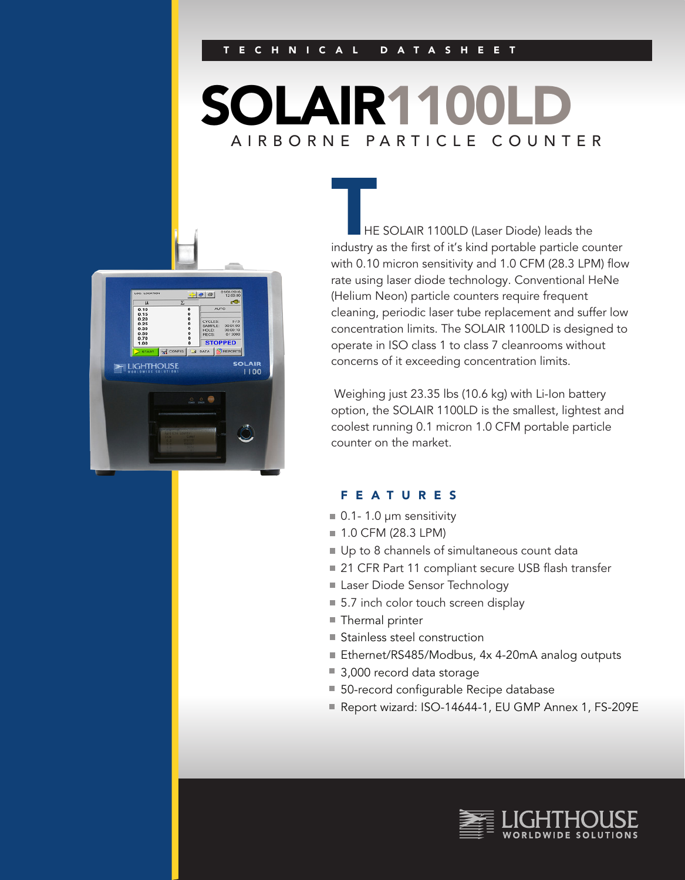TECHNICAL DATASHEET

# SOLAIR 1100LD

## AIRBORNE PARTICLE COUNTER

THE SOLAIR 1100LD (Laser Diode) leads the industry as the first of it's kind portable particle counter with 0.10 micron sensitivity and 1.0 CFM (28.3 LPM) flow rate using laser diode technology. Conventional HeNe (Helium Neon) particle counters require frequent cleaning, periodic laser tube replacement and suffer low concentration limits. The SOLAIR 1100LD is designed to operate in ISO class 1 to class 7 cleanrooms without concerns of it exceeding concentration limits.

Weighing just 23.35 lbs (10.6 kg) with Li-Ion battery option, the SOLAIR 1100LD is the smallest, lightest and coolest running 0.1 micron 1.0 CFM portable particle counter on the market.

### FEATURES

- 0.1- 1.0 µm sensitivity
- 1.0 CFM (28.3 LPM)
- Up to 8 channels of simultaneous count data
- 21 CFR Part 11 compliant secure USB flash transfer
- Laser Diode Sensor Technology
- 5.7 inch color touch screen display
- Thermal printer
- Stainless steel construction
- Ethernet/RS485/Modbus, 4x 4-20mA analog outputs
- 3,000 record data storage
- 50-record configurable Recipe database
- Report wizard: ISO-14644-1, EU GMP Annex 1, FS-209E

LIGHTHOUSE WORLDWIDE SOLUTIONS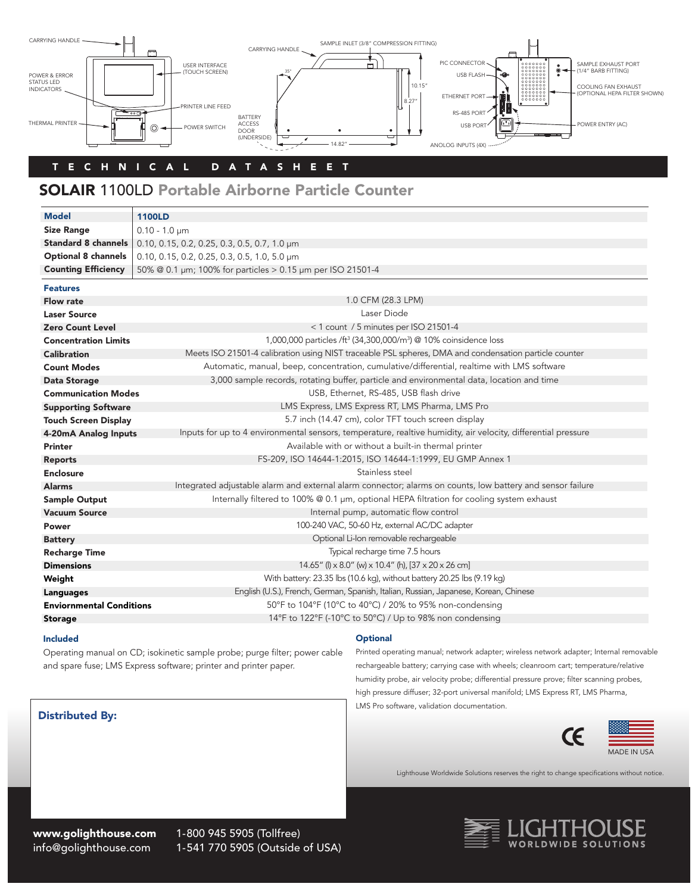CARRYING HANDLE

POWER & ERROR STATUS LED INDICATORS

THERMAL PRINTER

USER INTERFACE (TOUCH SCREEN)

PRINTER LINE FEED

POWER SWITCH

CARRYING HANDLE

SAMPLE INLET (3/8" COMPRESSION FITTING)

35°

10.15"

8.27"

BATTERY ACCESS DOOR (UNDERSIDE)

14.82"

PIC CONNECTOR

USB FLASH

ETHERNET PORT

RS-485 PORT

USB PORT

ANOLOG INPUTS (4X)

SAMPLE EXHAUST PORT (1/4" BARB FITTING)

COOLING FAN EXHAUST (OPTIONAL HEPA FILTER SHOWN)

POWER ENTRY (AC)

TECHNICAL DATASHEET

# SOLAIR 1100LD Portable Airborne Particle Counter

| Model | 1100LD |
|---|---|
| Size Range | 0.10 - 1.0 µm |
| Standard 8 channels | 0.10, 0.15, 0.2, 0.25, 0.3, 0.5, 0.7, 1.0 µm |
| Optional 8 channels | 0.10, 0.15, 0.2, 0.25, 0.3, 0.5, 1.0, 5.0 µm |
| Counting Efficiency | 50% @ 0.1 µm; 100% for particles > 0.15 µm per ISO 21501-4 |

| Features | |
|---|---|
| Flow rate | 1.0 CFM (28.3 LPM) |
| Laser Source | Laser Diode |
| Zero Count Level | < 1 count / 5 minutes per ISO 21501-4 |
| Concentration Limits | 1,000,000 particles /ft³ (34,300,000/m³) @ 10% coinsidence loss |
| Calibration | Meets ISO 21501-4 calibration using NIST traceable PSL spheres, DMA and condensation particle counter |
| Count Modes | Automatic, manual, beep, concentration, cumulative/differential, realtime with LMS software |
| Data Storage | 3,000 sample records, rotating buffer, particle and environmental data, location and time |
| Communication Modes | USB, Ethernet, RS-485, USB flash drive |
| Supporting Software | LMS Express, LMS Express RT, LMS Pharma, LMS Pro |
| Touch Screen Display | 5.7 inch (14.47 cm), color TFT touch screen display |
| 4-20mA Analog Inputs | Inputs for up to 4 environmental sensors, temperature, realtive humidity, air velocity, differential pressure |
| Printer | Available with or without a built-in thermal printer |
| Reports | FS-209, ISO 14644-1:2015, ISO 14644-1:1999, EU GMP Annex 1 |
| Enclosure | Stainless steel |
| Alarms | Integrated adjustable alarm and external alarm connector; alarms on counts, low battery and sensor failure |
| Sample Output | Internally filtered to 100% @ 0.1 µm, optional HEPA filtration for cooling system exhaust |
| Vacuum Source | Internal pump, automatic flow control |
| Power | 100-240 VAC, 50-60 Hz, external AC/DC adapter |
| Battery | Optional Li-Ion removable rechargeable |
| Recharge Time | Typical recharge time 7.5 hours |
| Dimensions | 14.65" (l) x 8.0" (w) x 10.4" (h), [37 x 20 x 26 cm] |
| Weight | With battery: 23.35 lbs (10.6 kg), without battery 20.25 lbs (9.19 kg) |
| Languages | English (U.S.), French, German, Spanish, Italian, Russian, Japanese, Korean, Chinese |
| Enviornmental Conditions | 50°F to 104°F (10°C to 40°C) / 20% to 95% non-condensing |
| Storage | 14°F to 122°F (-10°C to 50°C) / Up to 98% non condensing |

### Included

Operating manual on CD; isokinetic sample probe; purge filter; power cable and spare fuse; LMS Express software; printer and printer paper.

### Optional

Printed operating manual; network adapter; wireless network adapter; Internal removable rechargeable battery; carrying case with wheels; cleanroom cart; temperature/relative humidity probe, air velocity probe; differential pressure prove; filter scanning probes, high pressure diffuser; 32-port universal manifold; LMS Express RT, LMS Pharma, LMS Pro software, validation documentation.

### Distributed By:

MADE IN USA

Lighthouse Worldwide Solutions reserves the right to change specifications without notice.

**www.golighthouse.com**
info@golighthouse.com

1-800 945 5905 (Tollfree)
1-541 770 5905 (Outside of USA)

LIGHTHOUSE WORLDWIDE SOLUTIONS